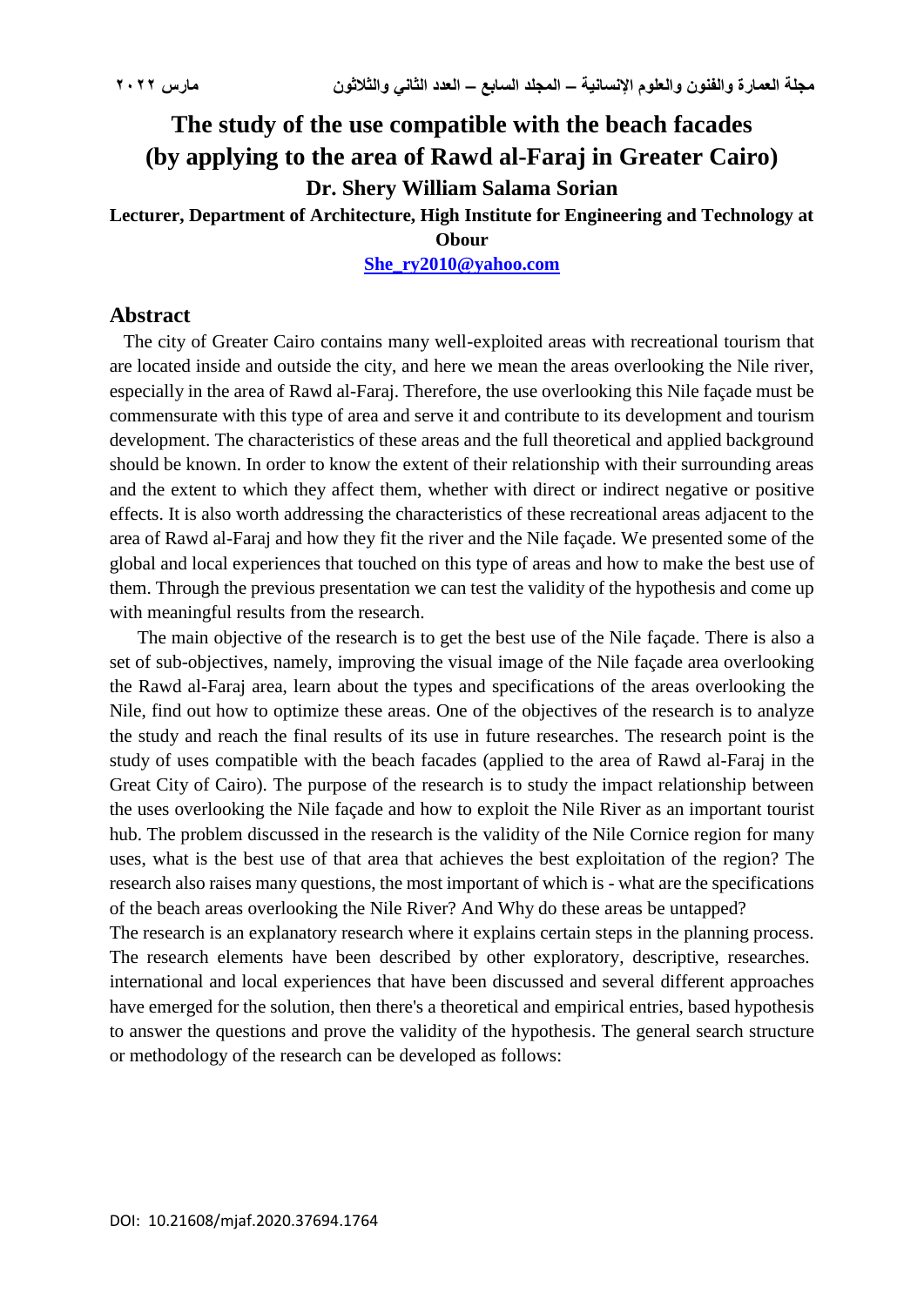# The study of the use compatible with the beach facades (by applying to the area of Rawd al-Faraj in Greater Cairo)

**Dr. Shery William Salama Sorian**

**Lecturer, Department of Architecture, High Institute for Engineering and Technology at Obour**

**She_ry2010@yahoo.com**

## Abstract

The city of Greater Cairo contains many well-exploited areas with recreational tourism that are located inside and outside the city, and here we mean the areas overlooking the Nile river, especially in the area of Rawd al-Faraj. Therefore, the use overlooking this Nile façade must be commensurate with this type of area and serve it and contribute to its development and tourism development. The characteristics of these areas and the full theoretical and applied background should be known. In order to know the extent of their relationship with their surrounding areas and the extent to which they affect them, whether with direct or indirect negative or positive effects. It is also worth addressing the characteristics of these recreational areas adjacent to the area of Rawd al-Faraj and how they fit the river and the Nile façade. We presented some of the global and local experiences that touched on this type of areas and how to make the best use of them. Through the previous presentation we can test the validity of the hypothesis and come up with meaningful results from the research.

The main objective of the research is to get the best use of the Nile façade. There is also a set of sub-objectives, namely, improving the visual image of the Nile façade area overlooking the Rawd al-Faraj area, learn about the types and specifications of the areas overlooking the Nile, find out how to optimize these areas. One of the objectives of the research is to analyze the study and reach the final results of its use in future researches. The research point is the study of uses compatible with the beach facades (applied to the area of Rawd al-Faraj in the Great City of Cairo). The purpose of the research is to study the impact relationship between the uses overlooking the Nile façade and how to exploit the Nile River as an important tourist hub. The problem discussed in the research is the validity of the Nile Cornice region for many uses, what is the best use of that area that achieves the best exploitation of the region? The research also raises many questions, the most important of which is - what are the specifications of the beach areas overlooking the Nile River? And Why do these areas be untapped?

The research is an explanatory research where it explains certain steps in the planning process. The research elements have been described by other exploratory, descriptive, researches. international and local experiences that have been discussed and several different approaches have emerged for the solution, then there's a theoretical and empirical entries, based hypothesis to answer the questions and prove the validity of the hypothesis. The general search structure or methodology of the research can be developed as follows:

DOI: 10.21608/mjaf.2020.37694.1764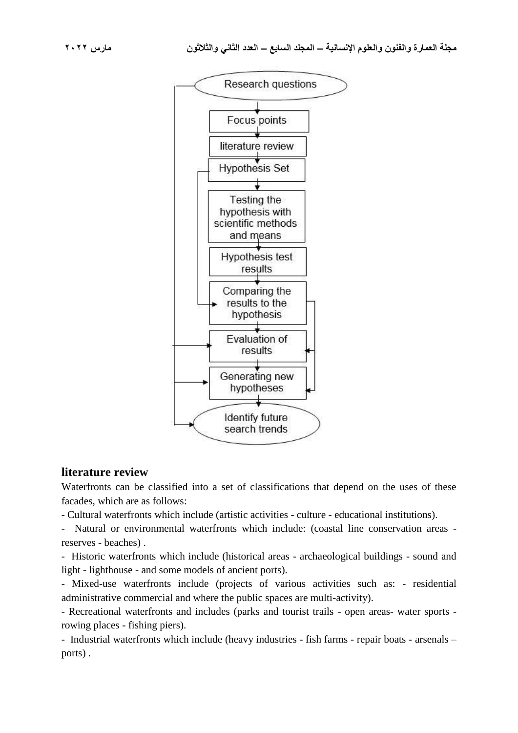Research questions

Focus points

literature review

Hypothesis Set

Testing the hypothesis with scientific methods and means

Hypothesis test results

Comparing the results to the hypothesis

Evaluation of results

Generating new hypotheses

Identify future search trends

## literature review

Waterfronts can be classified into a set of classifications that depend on the uses of these facades, which are as follows:

- Cultural waterfronts which include (artistic activities - culture - educational institutions).
- Natural or environmental waterfronts which include: (coastal line conservation areas - reserves - beaches) .
- Historic waterfronts which include (historical areas - archaeological buildings - sound and light - lighthouse - and some models of ancient ports).
- Mixed-use waterfronts include (projects of various activities such as: - residential administrative commercial and where the public spaces are multi-activity).
- Recreational waterfronts and includes (parks and tourist trails - open areas- water sports - rowing places - fishing piers).
- Industrial waterfronts which include (heavy industries - fish farms - repair boats - arsenals – ports) .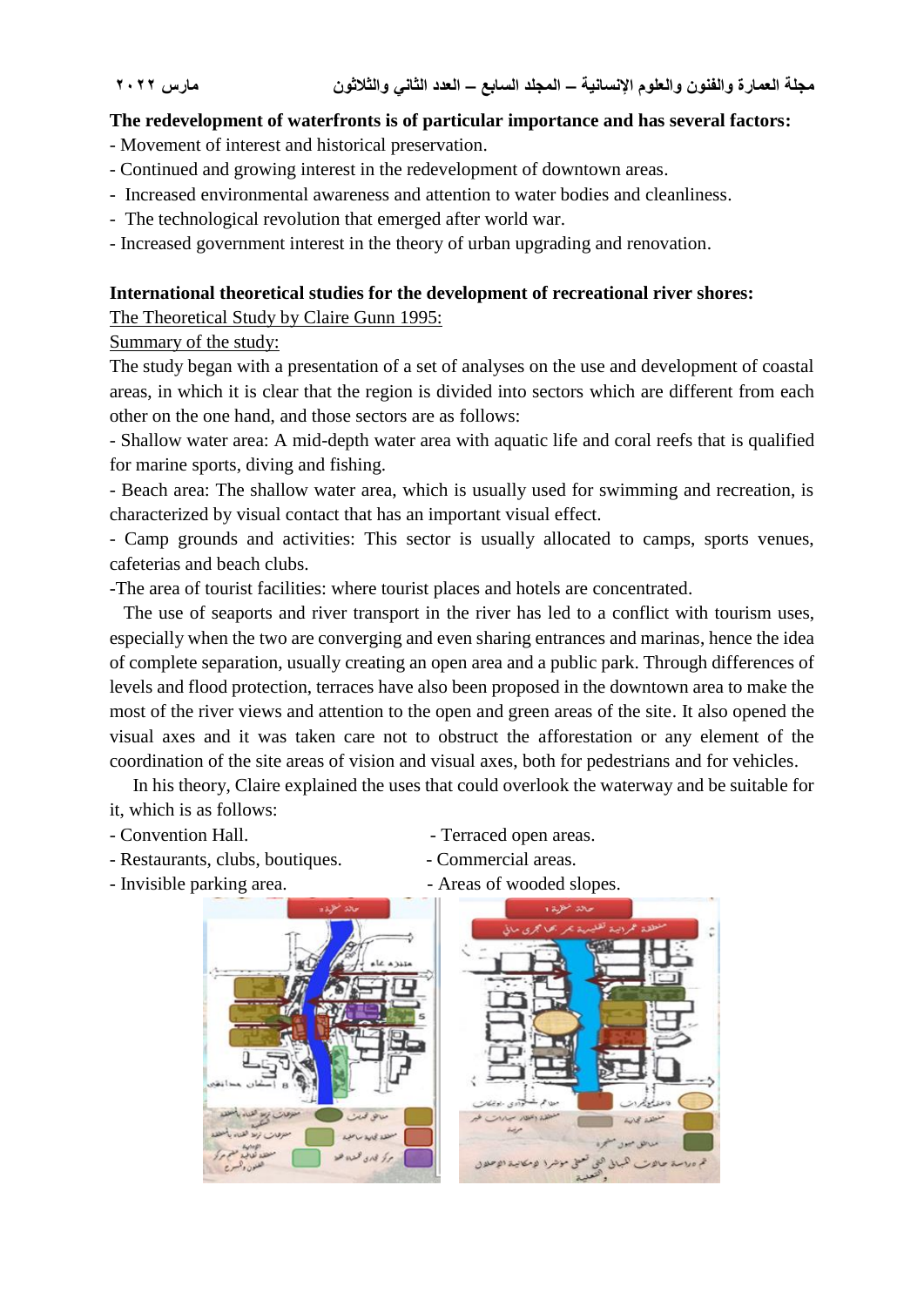**The redevelopment of waterfronts is of particular importance and has several factors:**

- Movement of interest and historical preservation.
- Continued and growing interest in the redevelopment of downtown areas.
- Increased environmental awareness and attention to water bodies and cleanliness.
- The technological revolution that emerged after world war.
- Increased government interest in the theory of urban upgrading and renovation.

**International theoretical studies for the development of recreational river shores:**

<u>The Theoretical Study by Claire Gunn 1995:</u>

<u>Summary of the study:</u>

The study began with a presentation of a set of analyses on the use and development of coastal areas, in which it is clear that the region is divided into sectors which are different from each other on the one hand, and those sectors are as follows:

- Shallow water area: A mid-depth water area with aquatic life and coral reefs that is qualified for marine sports, diving and fishing.
- Beach area: The shallow water area, which is usually used for swimming and recreation, is characterized by visual contact that has an important visual effect.
- Camp grounds and activities: This sector is usually allocated to camps, sports venues, cafeterias and beach clubs.
- The area of tourist facilities: where tourist places and hotels are concentrated.

The use of seaports and river transport in the river has led to a conflict with tourism uses, especially when the two are converging and even sharing entrances and marinas, hence the idea of complete separation, usually creating an open area and a public park. Through differences of levels and flood protection, terraces have also been proposed in the downtown area to make the most of the river views and attention to the open and green areas of the site. It also opened the visual axes and it was taken care not to obstruct the afforestation or any element of the coordination of the site areas of vision and visual axes, both for pedestrians and for vehicles.

In his theory, Claire explained the uses that could overlook the waterway and be suitable for it, which is as follows:

- Convention Hall.
- Restaurants, clubs, boutiques.
- Invisible parking area.
- Terraced open areas.
- Commercial areas.
- Areas of wooded slopes.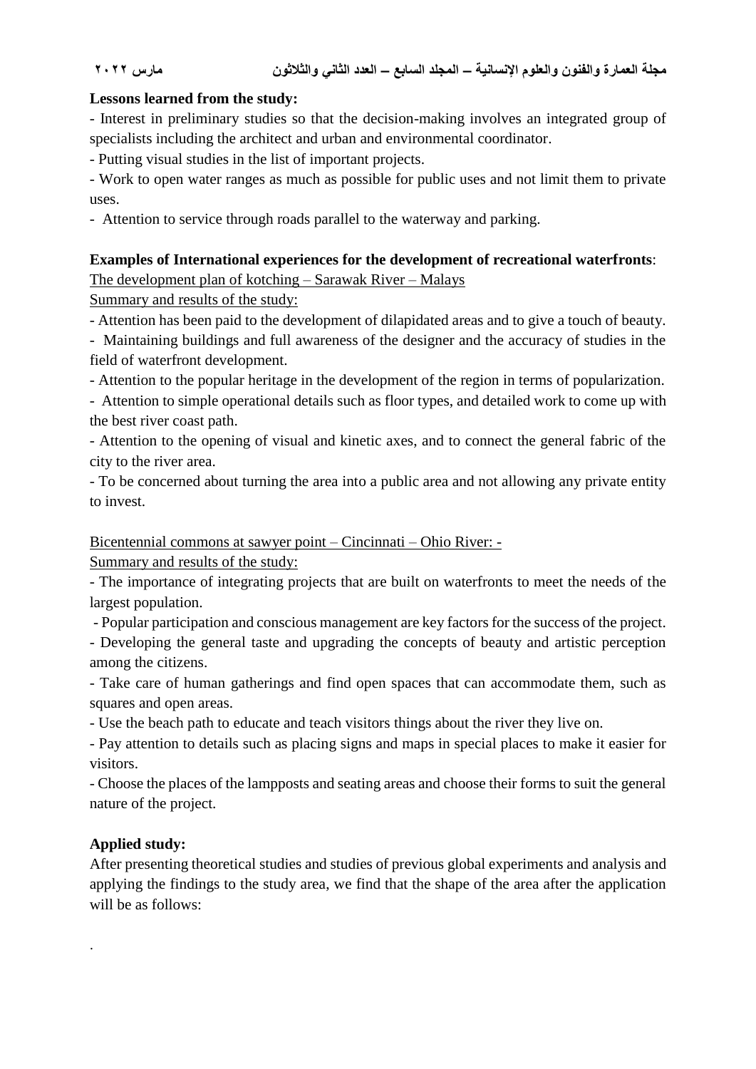**Lessons learned from the study:**

- Interest in preliminary studies so that the decision-making involves an integrated group of specialists including the architect and urban and environmental coordinator.
- Putting visual studies in the list of important projects.
- Work to open water ranges as much as possible for public uses and not limit them to private uses.
- Attention to service through roads parallel to the waterway and parking.

**Examples of International experiences for the development of recreational waterfronts**:

The development plan of kotching – Sarawak River – Malays

Summary and results of the study:

- Attention has been paid to the development of dilapidated areas and to give a touch of beauty.
- Maintaining buildings and full awareness of the designer and the accuracy of studies in the field of waterfront development.
- Attention to the popular heritage in the development of the region in terms of popularization.
- Attention to simple operational details such as floor types, and detailed work to come up with the best river coast path.
- Attention to the opening of visual and kinetic axes, and to connect the general fabric of the city to the river area.
- To be concerned about turning the area into a public area and not allowing any private entity to invest.

Bicentennial commons at sawyer point – Cincinnati – Ohio River: -

Summary and results of the study:

- The importance of integrating projects that are built on waterfronts to meet the needs of the largest population.
- Popular participation and conscious management are key factors for the success of the project.
- Developing the general taste and upgrading the concepts of beauty and artistic perception among the citizens.
- Take care of human gatherings and find open spaces that can accommodate them, such as squares and open areas.
- Use the beach path to educate and teach visitors things about the river they live on.
- Pay attention to details such as placing signs and maps in special places to make it easier for visitors.
- Choose the places of the lampposts and seating areas and choose their forms to suit the general nature of the project.

**Applied study:**

After presenting theoretical studies and studies of previous global experiments and analysis and applying the findings to the study area, we find that the shape of the area after the application will be as follows:

.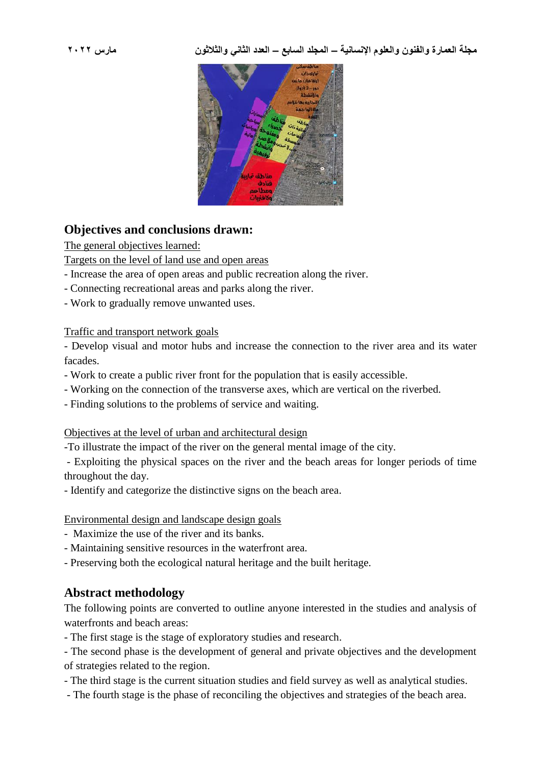## Objectives and conclusions drawn:

The general objectives learned:

Targets on the level of land use and open areas

- Increase the area of open areas and public recreation along the river.
- Connecting recreational areas and parks along the river.
- Work to gradually remove unwanted uses.

Traffic and transport network goals

- Develop visual and motor hubs and increase the connection to the river area and its water facades.
- Work to create a public river front for the population that is easily accessible.
- Working on the connection of the transverse axes, which are vertical on the riverbed.
- Finding solutions to the problems of service and waiting.

Objectives at the level of urban and architectural design

- To illustrate the impact of the river on the general mental image of the city.
- Exploiting the physical spaces on the river and the beach areas for longer periods of time throughout the day.
- Identify and categorize the distinctive signs on the beach area.

Environmental design and landscape design goals

- Maximize the use of the river and its banks.
- Maintaining sensitive resources in the waterfront area.
- Preserving both the ecological natural heritage and the built heritage.

## Abstract methodology

The following points are converted to outline anyone interested in the studies and analysis of waterfronts and beach areas:

- The first stage is the stage of exploratory studies and research.
- The second phase is the development of general and private objectives and the development of strategies related to the region.
- The third stage is the current situation studies and field survey as well as analytical studies.
- The fourth stage is the phase of reconciling the objectives and strategies of the beach area.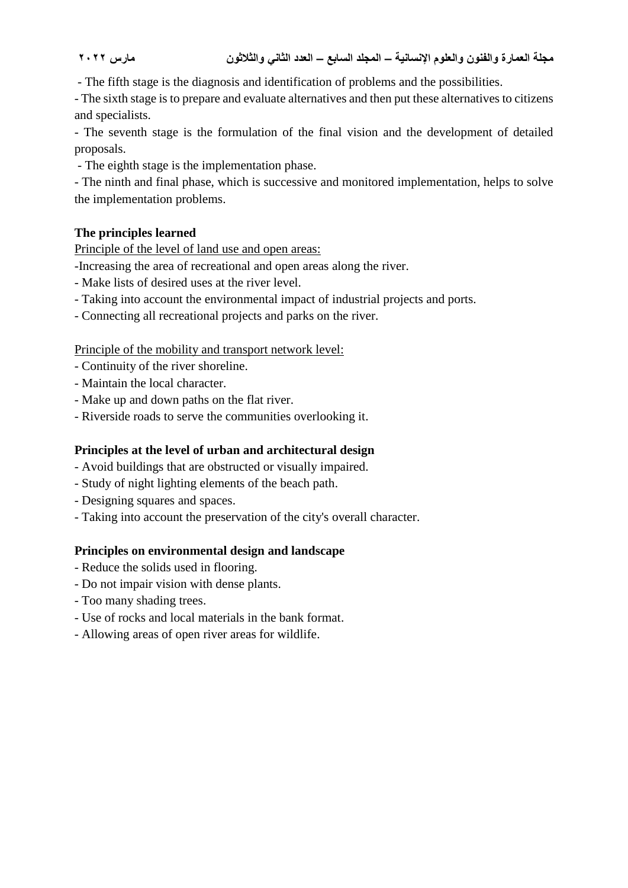- The fifth stage is the diagnosis and identification of problems and the possibilities.

- The sixth stage is to prepare and evaluate alternatives and then put these alternatives to citizens and specialists.

- The seventh stage is the formulation of the final vision and the development of detailed proposals.

- The eighth stage is the implementation phase.

- The ninth and final phase, which is successive and monitored implementation, helps to solve the implementation problems.

**The principles learned**

<u>Principle of the level of land use and open areas:</u>

-Increasing the area of recreational and open areas along the river.
- Make lists of desired uses at the river level.
- Taking into account the environmental impact of industrial projects and ports.
- Connecting all recreational projects and parks on the river.

<u>Principle of the mobility and transport network level:</u>

- Continuity of the river shoreline.
- Maintain the local character.
- Make up and down paths on the flat river.
- Riverside roads to serve the communities overlooking it.

**Principles at the level of urban and architectural design**

- Avoid buildings that are obstructed or visually impaired.
- Study of night lighting elements of the beach path.
- Designing squares and spaces.
- Taking into account the preservation of the city's overall character.

**Principles on environmental design and landscape**

- Reduce the solids used in flooring.
- Do not impair vision with dense plants.
- Too many shading trees.
- Use of rocks and local materials in the bank format.
- Allowing areas of open river areas for wildlife.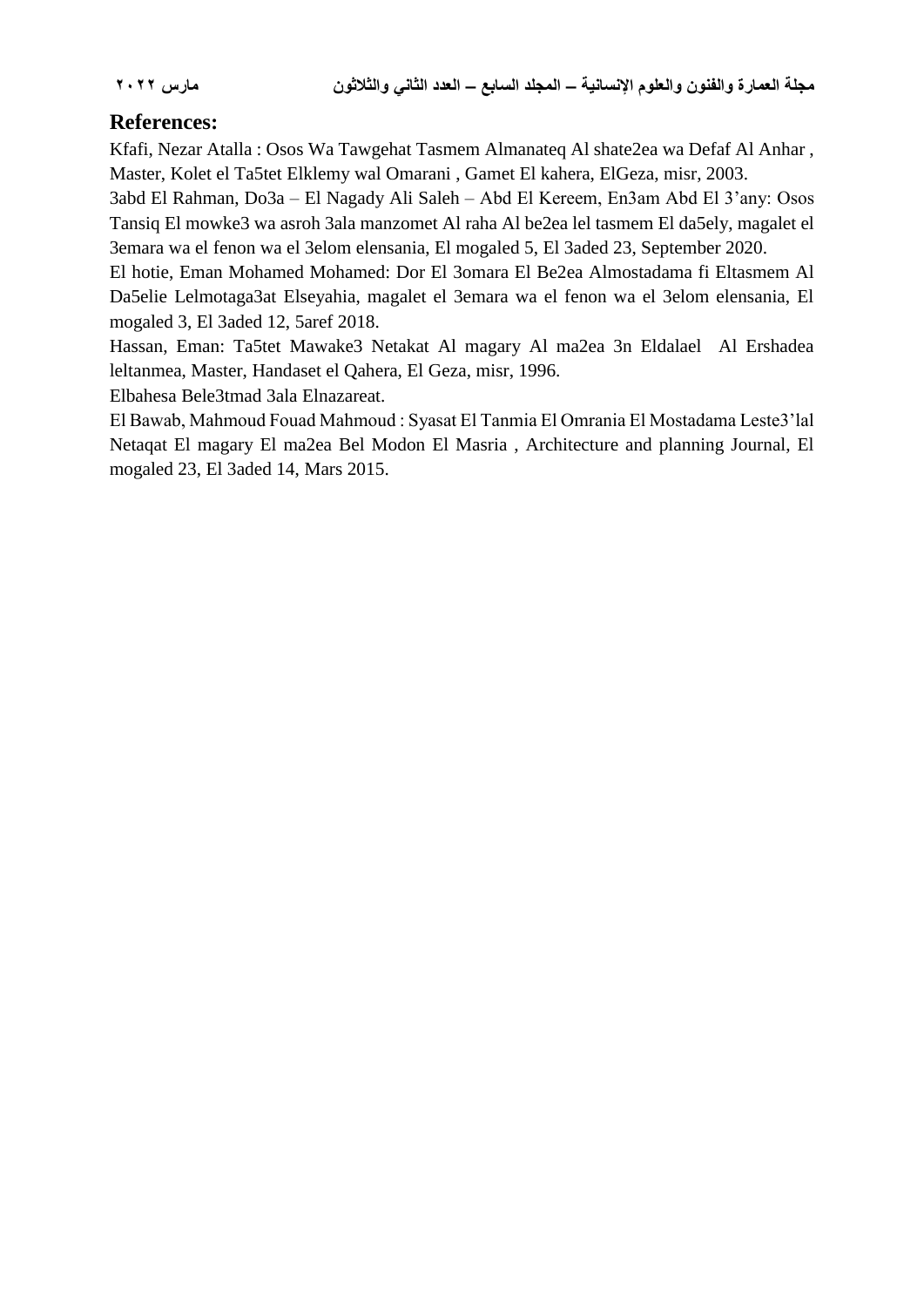## References:

Kfafi, Nezar Atalla : Osos Wa Tawgehat Tasmem Almanateq Al shate2ea wa Defaf Al Anhar , Master, Kolet el Ta5tet Elklemy wal Omarani , Gamet El kahera, ElGeza, misr, 2003.

3abd El Rahman, Do3a – El Nagady Ali Saleh – Abd El Kereem, En3am Abd El 3'any: Osos Tansiq El mowke3 wa asroh 3ala manzomet Al raha Al be2ea lel tasmem El da5ely, magalet el 3emara wa el fenon wa el 3elom elensania, El mogaled 5, El 3aded 23, September 2020.

El hotie, Eman Mohamed Mohamed: Dor El 3omara El Be2ea Almostadama fi Eltasmem Al Da5elie Lelmotaga3at Elseyahia, magalet el 3emara wa el fenon wa el 3elom elensania, El mogaled 3, El 3aded 12, 5aref 2018.

Hassan, Eman: Ta5tet Mawake3 Netakat Al magary Al ma2ea 3n Eldalael Al Ershadea leltanmea, Master, Handaset el Qahera, El Geza, misr, 1996.

Elbahesa Bele3tmad 3ala Elnazareat.

El Bawab, Mahmoud Fouad Mahmoud : Syasat El Tanmia El Omrania El Mostadama Leste3'lal Netaqat El magary El ma2ea Bel Modon El Masria , Architecture and planning Journal, El mogaled 23, El 3aded 14, Mars 2015.